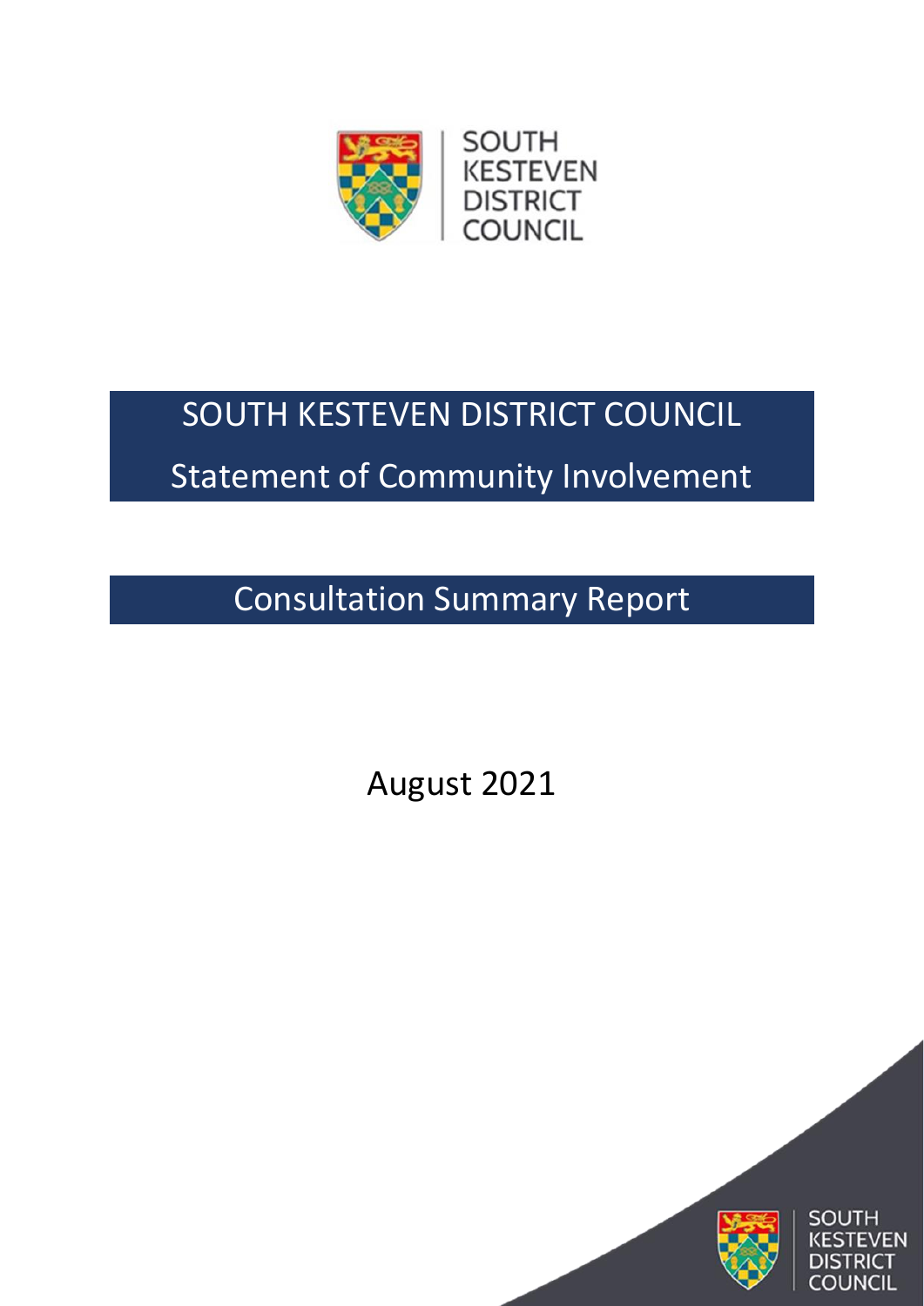# SOUTH KESTEVEN DISTRICT COUNCIL

# Statement of Community Involvement

## Consultation Summary Report

August 2021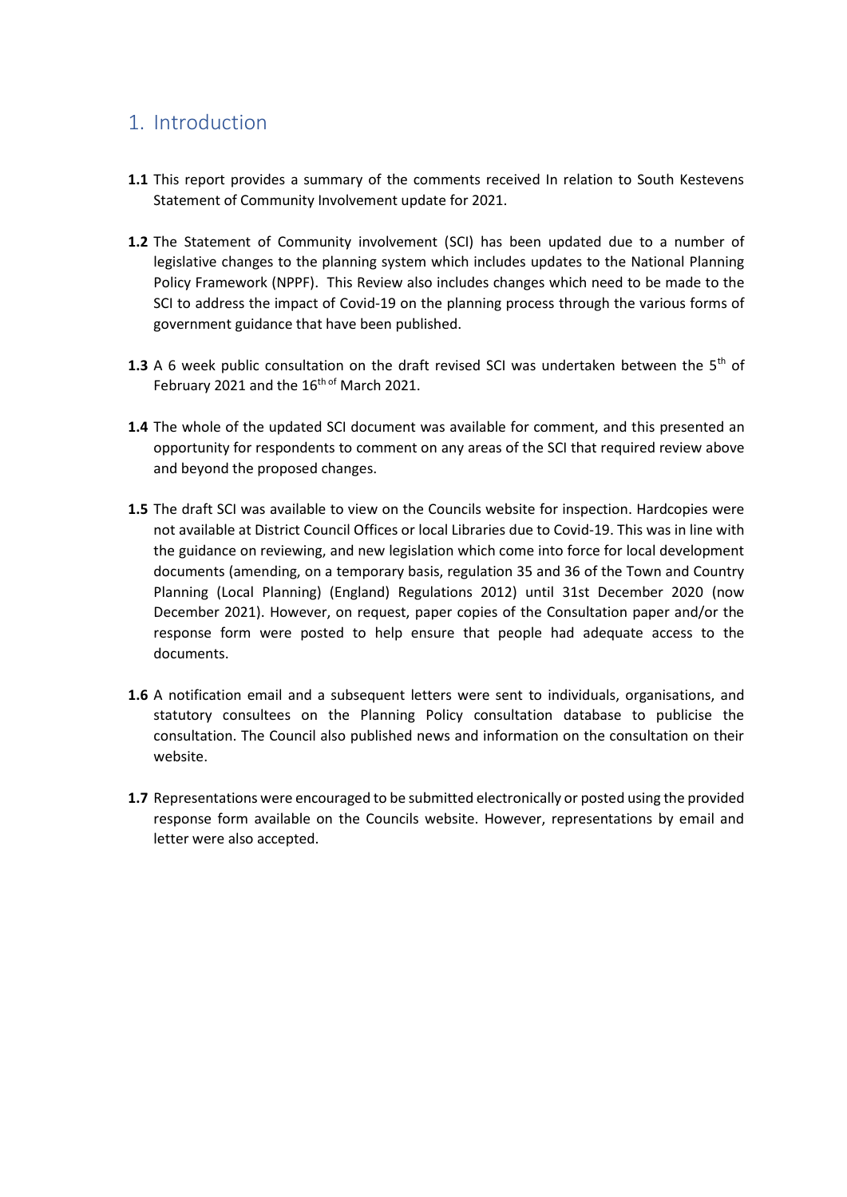# 1. Introduction

**1.1** This report provides a summary of the comments received In relation to South Kestevens Statement of Community Involvement update for 2021.

**1.2** The Statement of Community involvement (SCI) has been updated due to a number of legislative changes to the planning system which includes updates to the National Planning Policy Framework (NPPF). This Review also includes changes which need to be made to the SCI to address the impact of Covid-19 on the planning process through the various forms of government guidance that have been published.

**1.3** A 6 week public consultation on the draft revised SCI was undertaken between the 5th of February 2021 and the 16th of March 2021.

**1.4** The whole of the updated SCI document was available for comment, and this presented an opportunity for respondents to comment on any areas of the SCI that required review above and beyond the proposed changes.

**1.5** The draft SCI was available to view on the Councils website for inspection. Hardcopies were not available at District Council Offices or local Libraries due to Covid-19. This was in line with the guidance on reviewing, and new legislation which come into force for local development documents (amending, on a temporary basis, regulation 35 and 36 of the Town and Country Planning (Local Planning) (England) Regulations 2012) until 31st December 2020 (now December 2021). However, on request, paper copies of the Consultation paper and/or the response form were posted to help ensure that people had adequate access to the documents.

**1.6** A notification email and a subsequent letters were sent to individuals, organisations, and statutory consultees on the Planning Policy consultation database to publicise the consultation. The Council also published news and information on the consultation on their website.

**1.7** Representations were encouraged to be submitted electronically or posted using the provided response form available on the Councils website. However, representations by email and letter were also accepted.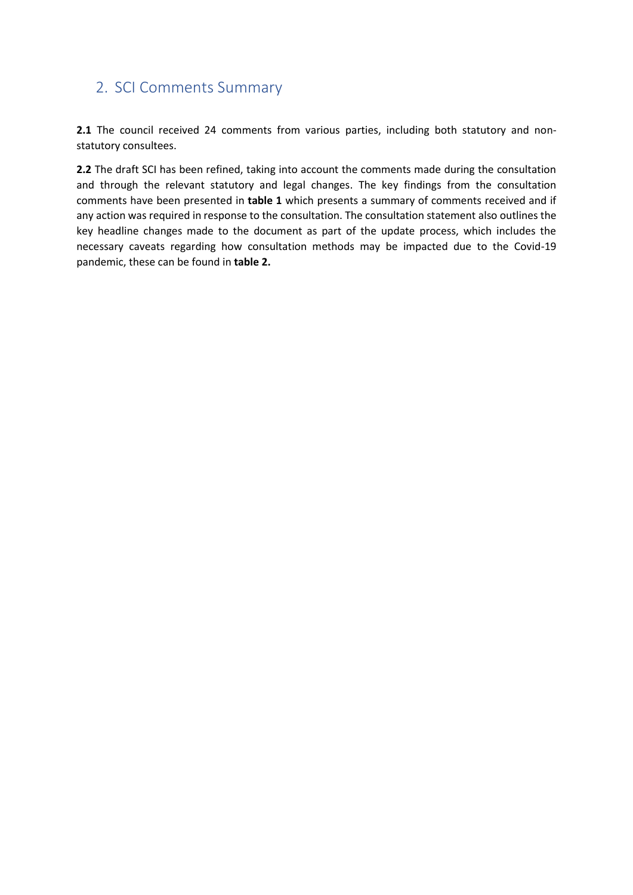## 2. SCI Comments Summary

**2.1** The council received 24 comments from various parties, including both statutory and non-statutory consultees.

**2.2** The draft SCI has been refined, taking into account the comments made during the consultation and through the relevant statutory and legal changes. The key findings from the consultation comments have been presented in **table 1** which presents a summary of comments received and if any action was required in response to the consultation. The consultation statement also outlines the key headline changes made to the document as part of the update process, which includes the necessary caveats regarding how consultation methods may be impacted due to the Covid-19 pandemic, these can be found in **table 2.**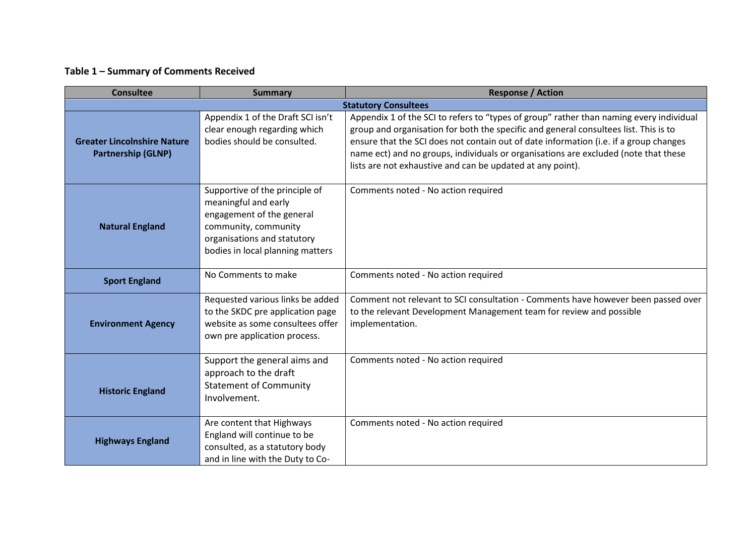**Table 1 – Summary of Comments Received**

| Consultee | Summary | Response / Action |
|---|---|---|
| **Statutory Consultees** | | |
| **Greater Lincolnshire Nature Partnership (GLNP)** | Appendix 1 of the Draft SCI isn't clear enough regarding which bodies should be consulted. | Appendix 1 of the SCI to refers to "types of group" rather than naming every individual group and organisation for both the specific and general consultees list. This is to ensure that the SCI does not contain out of date information (i.e. if a group changes name ect) and no groups, individuals or organisations are excluded (note that these lists are not exhaustive and can be updated at any point). |
| **Natural England** | Supportive of the principle of meaningful and early engagement of the general community, community organisations and statutory bodies in local planning matters | Comments noted - No action required |
| **Sport England** | No Comments to make | Comments noted - No action required |
| **Environment Agency** | Requested various links be added to the SKDC pre application page website as some consultees offer own pre application process. | Comment not relevant to SCI consultation - Comments have however been passed over to the relevant Development Management team for review and possible implementation. |
| **Historic England** | Support the general aims and approach to the draft Statement of Community Involvement. | Comments noted - No action required |
| **Highways England** | Are content that Highways England will continue to be consulted, as a statutory body and in line with the Duty to Co- | Comments noted - No action required |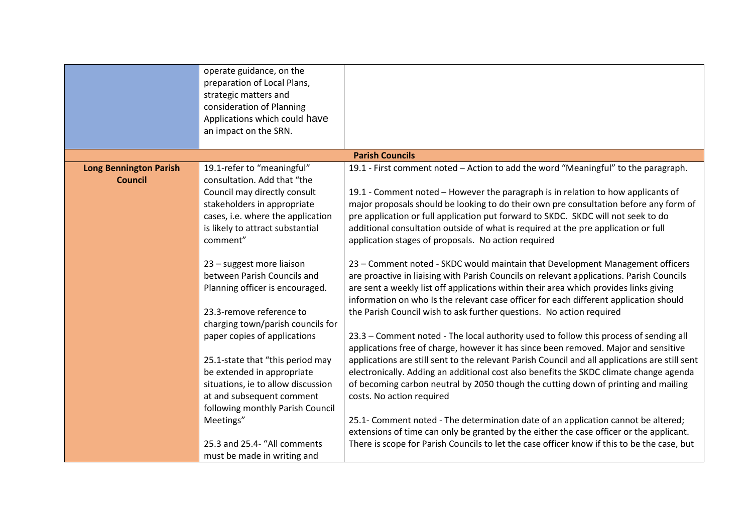| | | |
|---|---|---|
| | operate guidance, on the preparation of Local Plans, strategic matters and consideration of Planning Applications which could have an impact on the SRN. | |
| **Parish Councils** | | |
| **Long Bennington Parish Council** | 19.1-refer to "meaningful" consultation. Add that "the Council may directly consult stakeholders in appropriate cases, i.e. where the application is likely to attract substantial comment"<br><br>23 – suggest more liaison between Parish Councils and Planning officer is encouraged.<br><br>23.3-remove reference to charging town/parish councils for paper copies of applications<br><br>25.1-state that "this period may be extended in appropriate situations, ie to allow discussion at and subsequent comment following monthly Parish Council Meetings"<br><br>25.3 and 25.4- "All comments must be made in writing and | 19.1 - First comment noted – Action to add the word "Meaningful" to the paragraph.<br><br>19.1 - Comment noted – However the paragraph is in relation to how applicants of major proposals should be looking to do their own pre consultation before any form of pre application or full application put forward to SKDC. SKDC will not seek to do additional consultation outside of what is required at the pre application or full application stages of proposals. No action required<br><br>23 – Comment noted - SKDC would maintain that Development Management officers are proactive in liaising with Parish Councils on relevant applications. Parish Councils are sent a weekly list off applications within their area which provides links giving information on who Is the relevant case officer for each different application should the Parish Council wish to ask further questions. No action required<br><br>23.3 – Comment noted - The local authority used to follow this process of sending all applications free of charge, however it has since been removed. Major and sensitive applications are still sent to the relevant Parish Council and all applications are still sent electronically. Adding an additional cost also benefits the SKDC climate change agenda of becoming carbon neutral by 2050 though the cutting down of printing and mailing costs. No action required<br><br>25.1- Comment noted - The determination date of an application cannot be altered; extensions of time can only be granted by the either the case officer or the applicant. There is scope for Parish Councils to let the case officer know if this to be the case, but |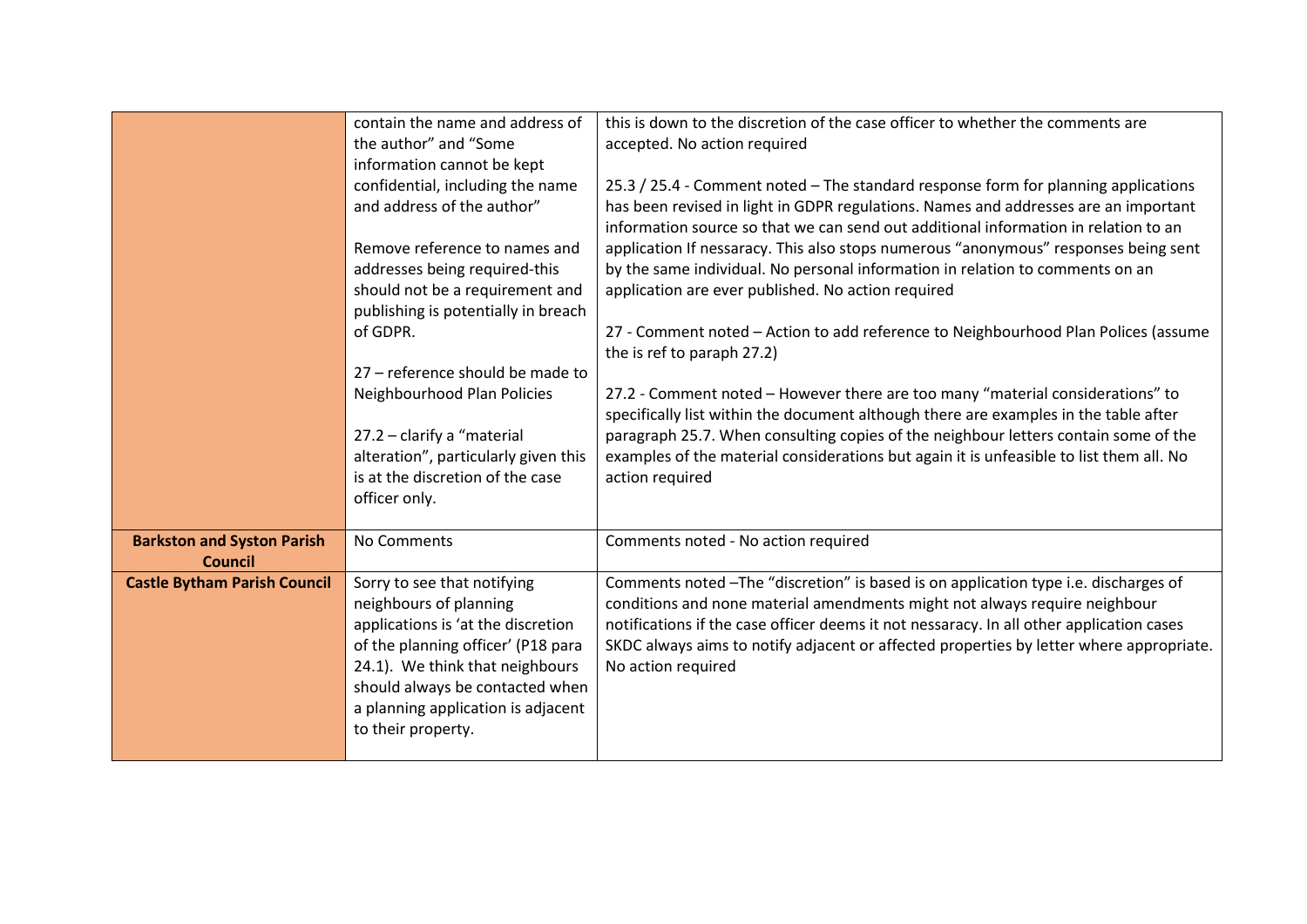| | | |
|---|---|---|
| | contain the name and address of the author" and "Some information cannot be kept confidential, including the name and address of the author"<br><br>Remove reference to names and addresses being required-this should not be a requirement and publishing is potentially in breach of GDPR.<br><br>27 – reference should be made to Neighbourhood Plan Policies<br><br>27.2 – clarify a "material alteration", particularly given this is at the discretion of the case officer only. | this is down to the discretion of the case officer to whether the comments are accepted. No action required<br><br>25.3 / 25.4 - Comment noted – The standard response form for planning applications has been revised in light in GDPR regulations. Names and addresses are an important information source so that we can send out additional information in relation to an application If nessaracy. This also stops numerous "anonymous" responses being sent by the same individual. No personal information in relation to comments on an application are ever published. No action required<br><br>27 - Comment noted – Action to add reference to Neighbourhood Plan Polices (assume the is ref to paraph 27.2)<br><br>27.2 - Comment noted – However there are too many "material considerations" to specifically list within the document although there are examples in the table after paragraph 25.7. When consulting copies of the neighbour letters contain some of the examples of the material considerations but again it is unfeasible to list them all. No action required |
| **Barkston and Syston Parish Council** | No Comments | Comments noted - No action required |
| **Castle Bytham Parish Council** | Sorry to see that notifying neighbours of planning applications is 'at the discretion of the planning officer' (P18 para 24.1). We think that neighbours should always be contacted when a planning application is adjacent to their property. | Comments noted –The "discretion" is based is on application type i.e. discharges of conditions and none material amendments might not always require neighbour notifications if the case officer deems it not nessaracy. In all other application cases SKDC always aims to notify adjacent or affected properties by letter where appropriate. No action required |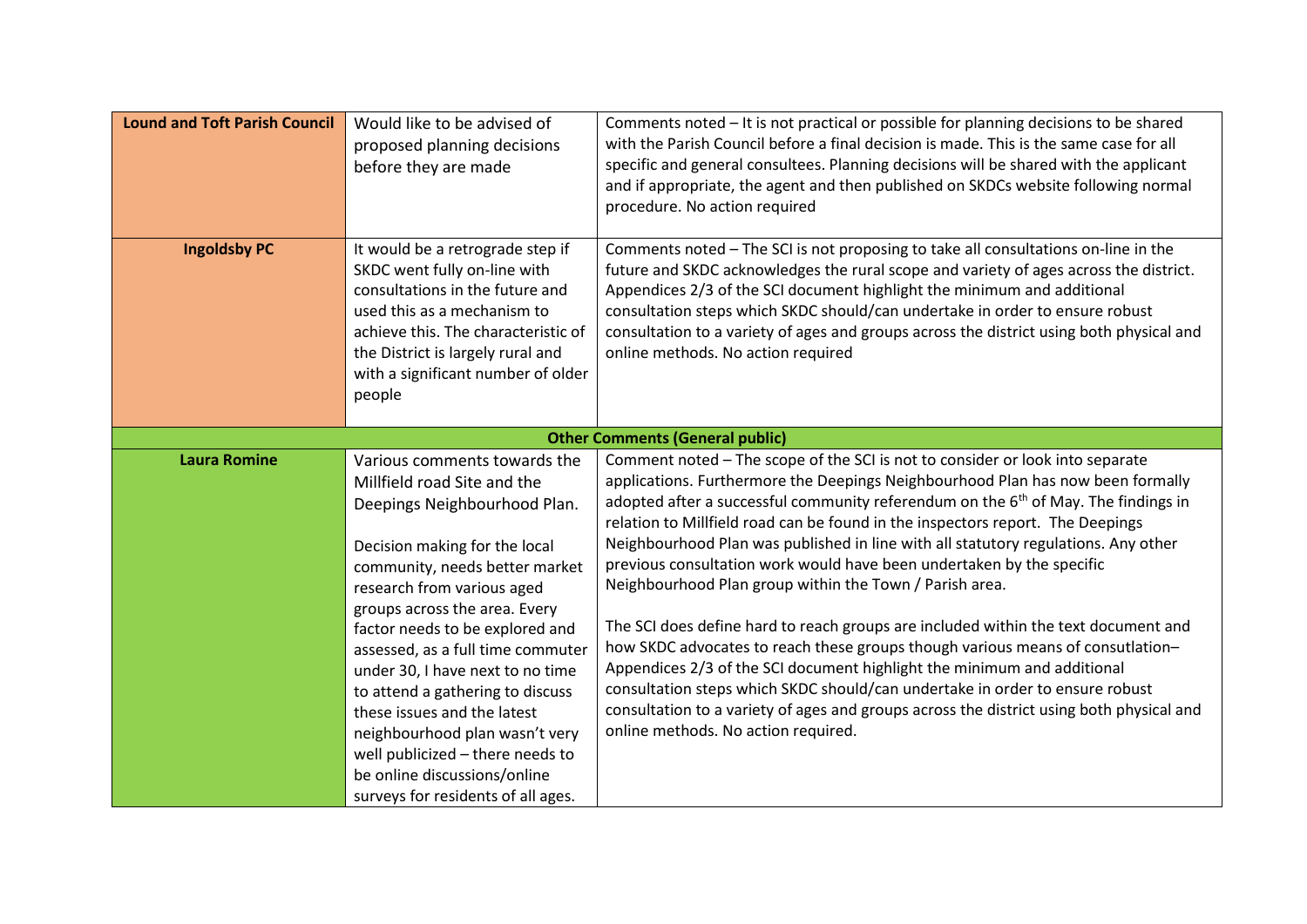| | | |
|---|---|---|
| **Lound and Toft Parish Council** | Would like to be advised of proposed planning decisions before they are made | Comments noted – It is not practical or possible for planning decisions to be shared with the Parish Council before a final decision is made. This is the same case for all specific and general consultees. Planning decisions will be shared with the applicant and if appropriate, the agent and then published on SKDCs website following normal procedure. No action required |
| **Ingoldsby PC** | It would be a retrograde step if SKDC went fully on-line with consultations in the future and used this as a mechanism to achieve this. The characteristic of the District is largely rural and with a significant number of older people | Comments noted – The SCI is not proposing to take all consultations on-line in the future and SKDC acknowledges the rural scope and variety of ages across the district. Appendices 2/3 of the SCI document highlight the minimum and additional consultation steps which SKDC should/can undertake in order to ensure robust consultation to a variety of ages and groups across the district using both physical and online methods. No action required |
| **Other Comments (General public)** | | |
| **Laura Romine** | Various comments towards the Millfield road Site and the Deepings Neighbourhood Plan.<br><br>Decision making for the local community, needs better market research from various aged groups across the area. Every factor needs to be explored and assessed, as a full time commuter under 30, I have next to no time to attend a gathering to discuss these issues and the latest neighbourhood plan wasn't very well publicized – there needs to be online discussions/online surveys for residents of all ages. | Comment noted – The scope of the SCI is not to consider or look into separate applications. Furthermore the Deepings Neighbourhood Plan has now been formally adopted after a successful community referendum on the 6th of May. The findings in relation to Millfield road can be found in the inspectors report. The Deepings Neighbourhood Plan was published in line with all statutory regulations. Any other previous consultation work would have been undertaken by the specific Neighbourhood Plan group within the Town / Parish area.<br><br>The SCI does define hard to reach groups are included within the text document and how SKDC advocates to reach these groups though various means of consultation– Appendices 2/3 of the SCI document highlight the minimum and additional consultation steps which SKDC should/can undertake in order to ensure robust consultation to a variety of ages and groups across the district using both physical and online methods. No action required. |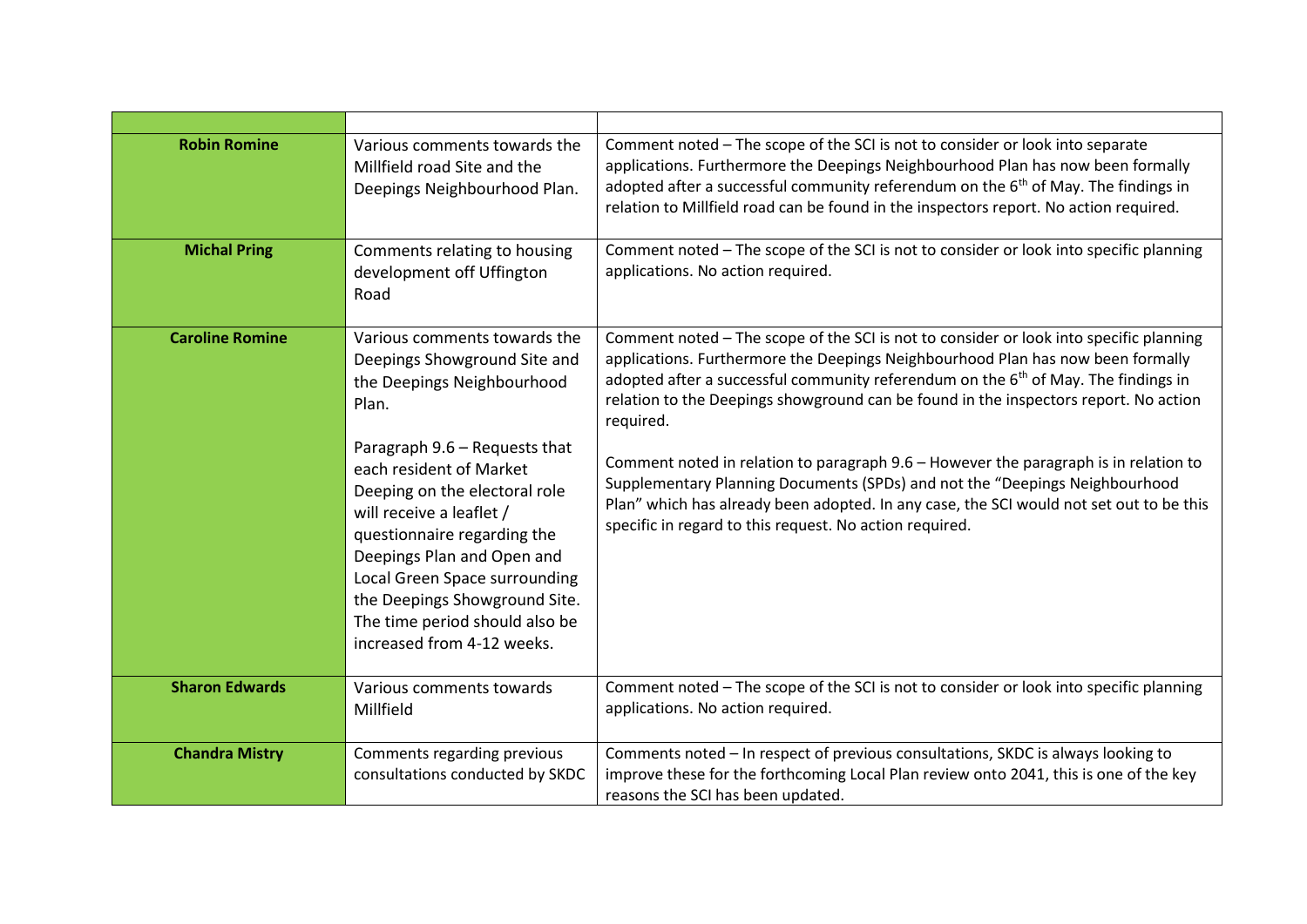| | | |
|---|---|---|
| **Robin Romine** | Various comments towards the Millfield road Site and the Deepings Neighbourhood Plan. | Comment noted – The scope of the SCI is not to consider or look into separate applications. Furthermore the Deepings Neighbourhood Plan has now been formally adopted after a successful community referendum on the 6th of May. The findings in relation to Millfield road can be found in the inspectors report. No action required. |
| **Michal Pring** | Comments relating to housing development off Uffington Road | Comment noted – The scope of the SCI is not to consider or look into specific planning applications. No action required. |
| **Caroline Romine** | Various comments towards the Deepings Showground Site and the Deepings Neighbourhood Plan.<br><br>Paragraph 9.6 – Requests that each resident of Market Deeping on the electoral role will receive a leaflet / questionnaire regarding the Deepings Plan and Open and Local Green Space surrounding the Deepings Showground Site. The time period should also be increased from 4-12 weeks. | Comment noted – The scope of the SCI is not to consider or look into specific planning applications. Furthermore the Deepings Neighbourhood Plan has now been formally adopted after a successful community referendum on the 6th of May. The findings in relation to the Deepings showground can be found in the inspectors report. No action required.<br><br>Comment noted in relation to paragraph 9.6 – However the paragraph is in relation to Supplementary Planning Documents (SPDs) and not the "Deepings Neighbourhood Plan" which has already been adopted. In any case, the SCI would not set out to be this specific in regard to this request. No action required. |
| **Sharon Edwards** | Various comments towards Millfield | Comment noted – The scope of the SCI is not to consider or look into specific planning applications. No action required. |
| **Chandra Mistry** | Comments regarding previous consultations conducted by SKDC | Comments noted – In respect of previous consultations, SKDC is always looking to improve these for the forthcoming Local Plan review onto 2041, this is one of the key reasons the SCI has been updated. |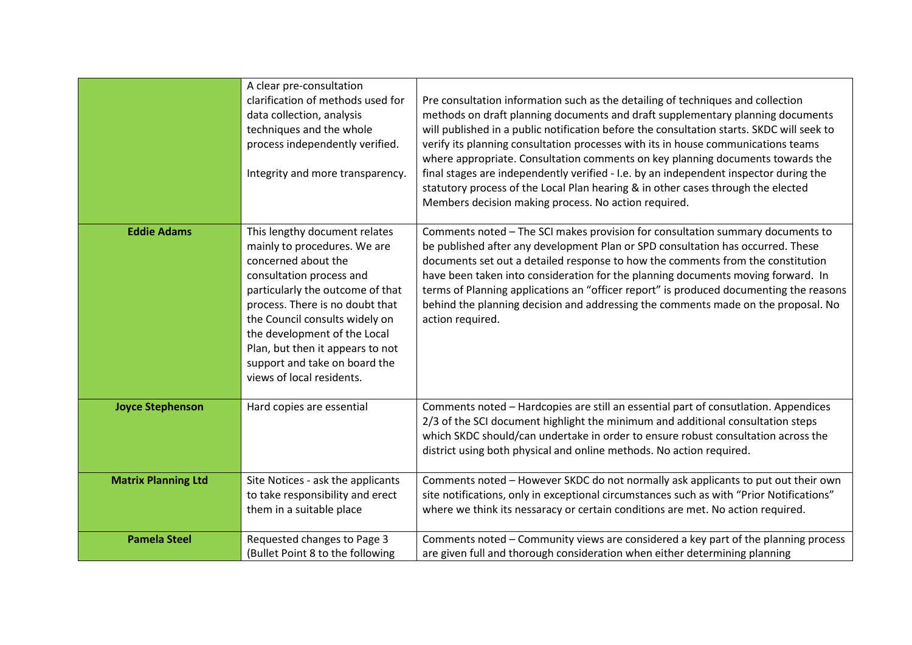| | | |
|---|---|---|
| | A clear pre-consultation clarification of methods used for data collection, analysis techniques and the whole process independently verified.<br><br>Integrity and more transparency. | Pre consultation information such as the detailing of techniques and collection methods on draft planning documents and draft supplementary planning documents will published in a public notification before the consultation starts. SKDC will seek to verify its planning consultation processes with its in house communications teams where appropriate. Consultation comments on key planning documents towards the final stages are independently verified - I.e. by an independent inspector during the statutory process of the Local Plan hearing & in other cases through the elected Members decision making process. No action required. |
| **Eddie Adams** | This lengthy document relates mainly to procedures. We are concerned about the consultation process and particularly the outcome of that process. There is no doubt that the Council consults widely on the development of the Local Plan, but then it appears to not support and take on board the views of local residents. | Comments noted – The SCI makes provision for consultation summary documents to be published after any development Plan or SPD consultation has occurred. These documents set out a detailed response to how the comments from the constitution have been taken into consideration for the planning documents moving forward. In terms of Planning applications an "officer report" is produced documenting the reasons behind the planning decision and addressing the comments made on the proposal. No action required. |
| **Joyce Stephenson** | Hard copies are essential | Comments noted – Hardcopies are still an essential part of consutlation. Appendices 2/3 of the SCI document highlight the minimum and additional consultation steps which SKDC should/can undertake in order to ensure robust consultation across the district using both physical and online methods. No action required. |
| **Matrix Planning Ltd** | Site Notices - ask the applicants to take responsibility and erect them in a suitable place | Comments noted – However SKDC do not normally ask applicants to put out their own site notifications, only in exceptional circumstances such as with "Prior Notifications" where we think its nessaracy or certain conditions are met. No action required. |
| **Pamela Steel** | Requested changes to Page 3 (Bullet Point 8 to the following | Comments noted – Community views are considered a key part of the planning process are given full and thorough consideration when either determining planning |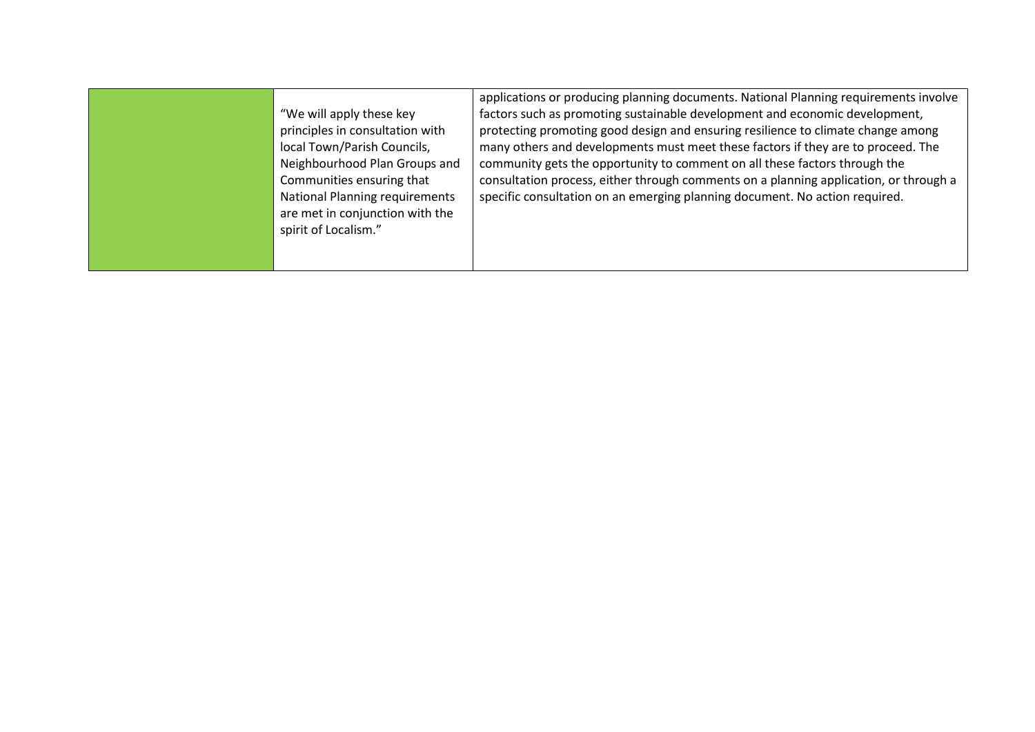| | | |
|---|---|---|
| | "We will apply these key principles in consultation with local Town/Parish Councils, Neighbourhood Plan Groups and Communities ensuring that National Planning requirements are met in conjunction with the spirit of Localism." | applications or producing planning documents. National Planning requirements involve factors such as promoting sustainable development and economic development, protecting promoting good design and ensuring resilience to climate change among many others and developments must meet these factors if they are to proceed. The community gets the opportunity to comment on all these factors through the consultation process, either through comments on a planning application, or through a specific consultation on an emerging planning document. No action required. |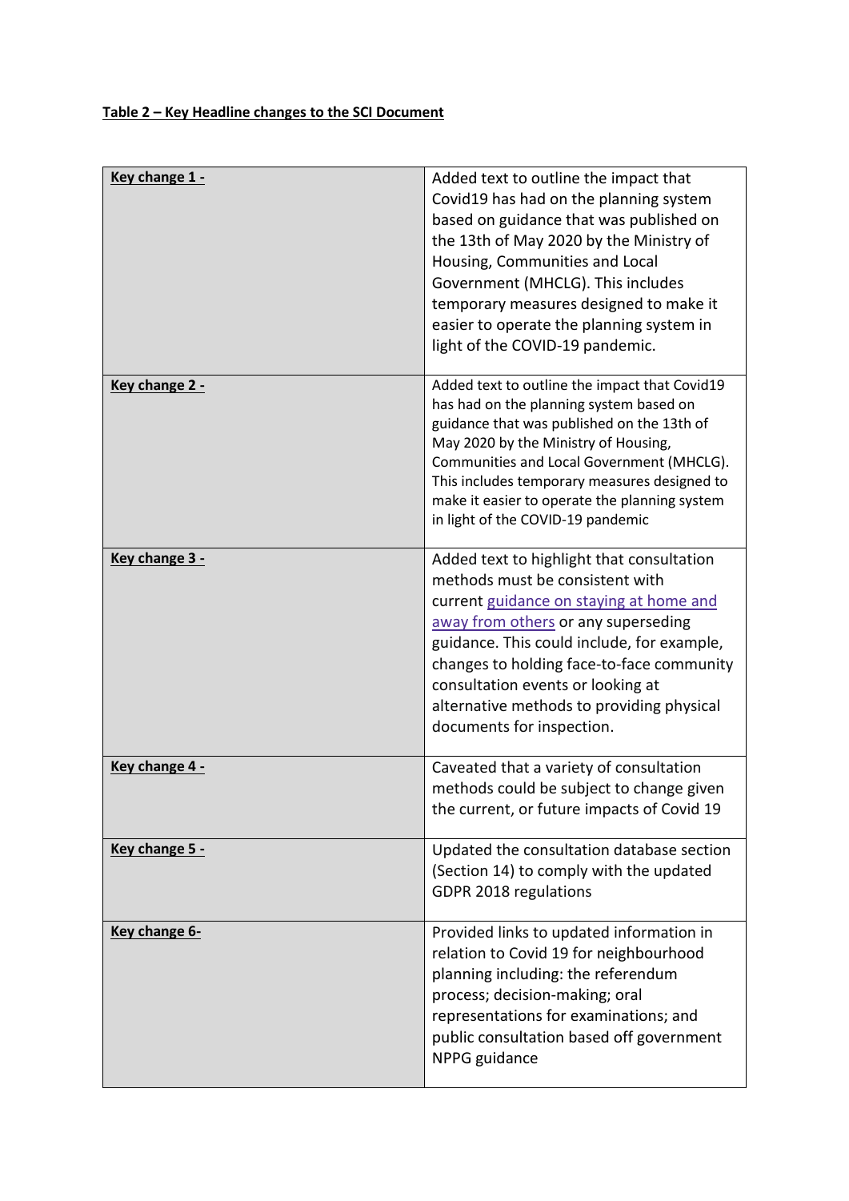**Table 2 – Key Headline changes to the SCI Document**

| **Key change 1 -** | Added text to outline the impact that Covid19 has had on the planning system based on guidance that was published on the 13th of May 2020 by the Ministry of Housing, Communities and Local Government (MHCLG). This includes temporary measures designed to make it easier to operate the planning system in light of the COVID-19 pandemic. |
|---|---|
| **Key change 2 -** | Added text to outline the impact that Covid19 has had on the planning system based on guidance that was published on the 13th of May 2020 by the Ministry of Housing, Communities and Local Government (MHCLG). This includes temporary measures designed to make it easier to operate the planning system in light of the COVID-19 pandemic |
| **Key change 3 -** | Added text to highlight that consultation methods must be consistent with current guidance on staying at home and away from others or any superseding guidance. This could include, for example, changes to holding face-to-face community consultation events or looking at alternative methods to providing physical documents for inspection. |
| **Key change 4 -** | Caveated that a variety of consultation methods could be subject to change given the current, or future impacts of Covid 19 |
| **Key change 5 -** | Updated the consultation database section (Section 14) to comply with the updated GDPR 2018 regulations |
| **Key change 6-** | Provided links to updated information in relation to Covid 19 for neighbourhood planning including: the referendum process; decision-making; oral representations for examinations; and public consultation based off government NPPG guidance |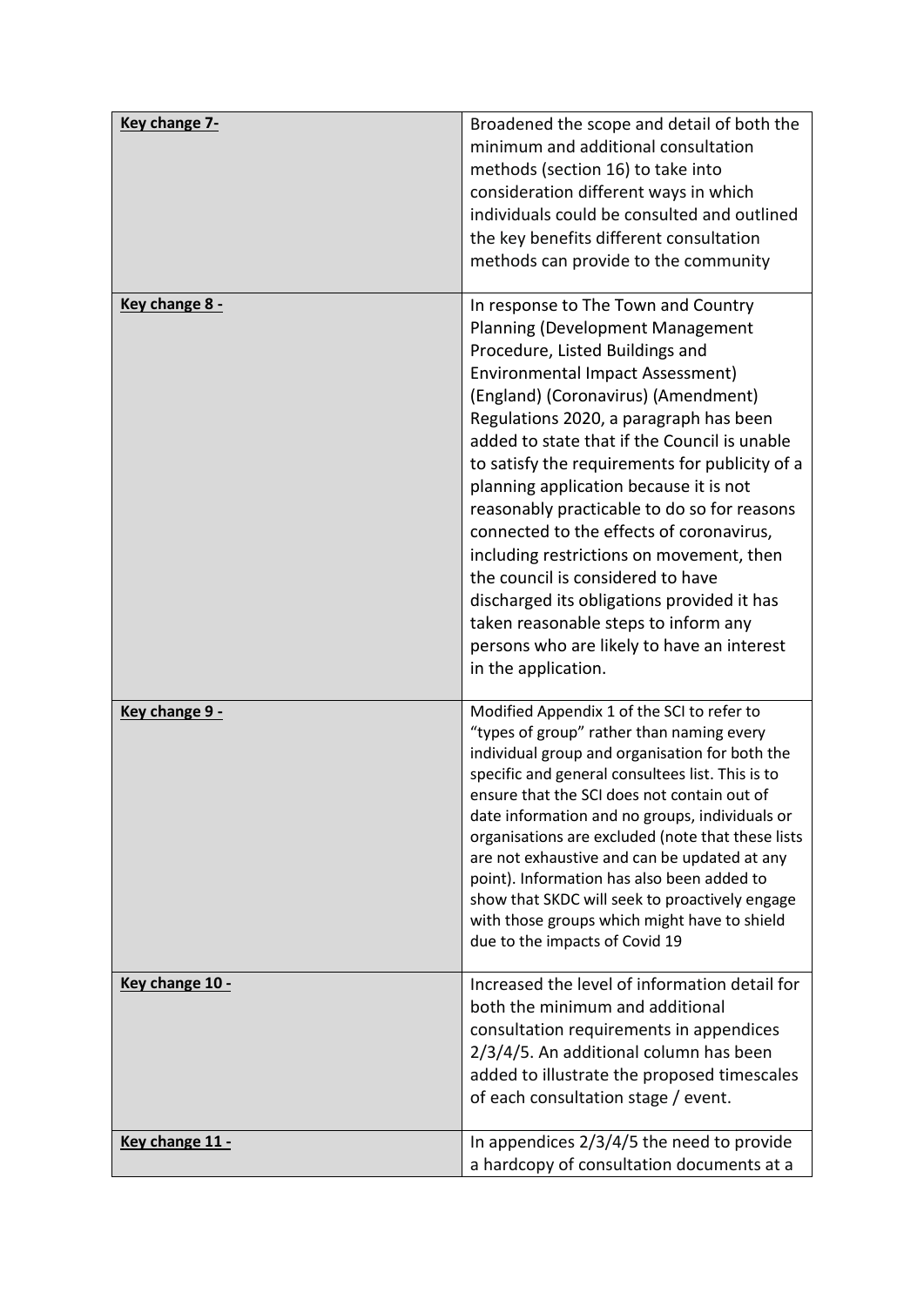| | |
|---|---|
| **Key change 7-** | Broadened the scope and detail of both the minimum and additional consultation methods (section 16) to take into consideration different ways in which individuals could be consulted and outlined the key benefits different consultation methods can provide to the community |
| **Key change 8 -** | In response to The Town and Country Planning (Development Management Procedure, Listed Buildings and Environmental Impact Assessment) (England) (Coronavirus) (Amendment) Regulations 2020, a paragraph has been added to state that if the Council is unable to satisfy the requirements for publicity of a planning application because it is not reasonably practicable to do so for reasons connected to the effects of coronavirus, including restrictions on movement, then the council is considered to have discharged its obligations provided it has taken reasonable steps to inform any persons who are likely to have an interest in the application. |
| **Key change 9 -** | Modified Appendix 1 of the SCI to refer to "types of group" rather than naming every individual group and organisation for both the specific and general consultees list. This is to ensure that the SCI does not contain out of date information and no groups, individuals or organisations are excluded (note that these lists are not exhaustive and can be updated at any point). Information has also been added to show that SKDC will seek to proactively engage with those groups which might have to shield due to the impacts of Covid 19 |
| **Key change 10 -** | Increased the level of information detail for both the minimum and additional consultation requirements in appendices 2/3/4/5. An additional column has been added to illustrate the proposed timescales of each consultation stage / event. |
| **Key change 11 -** | In appendices 2/3/4/5 the need to provide a hardcopy of consultation documents at a |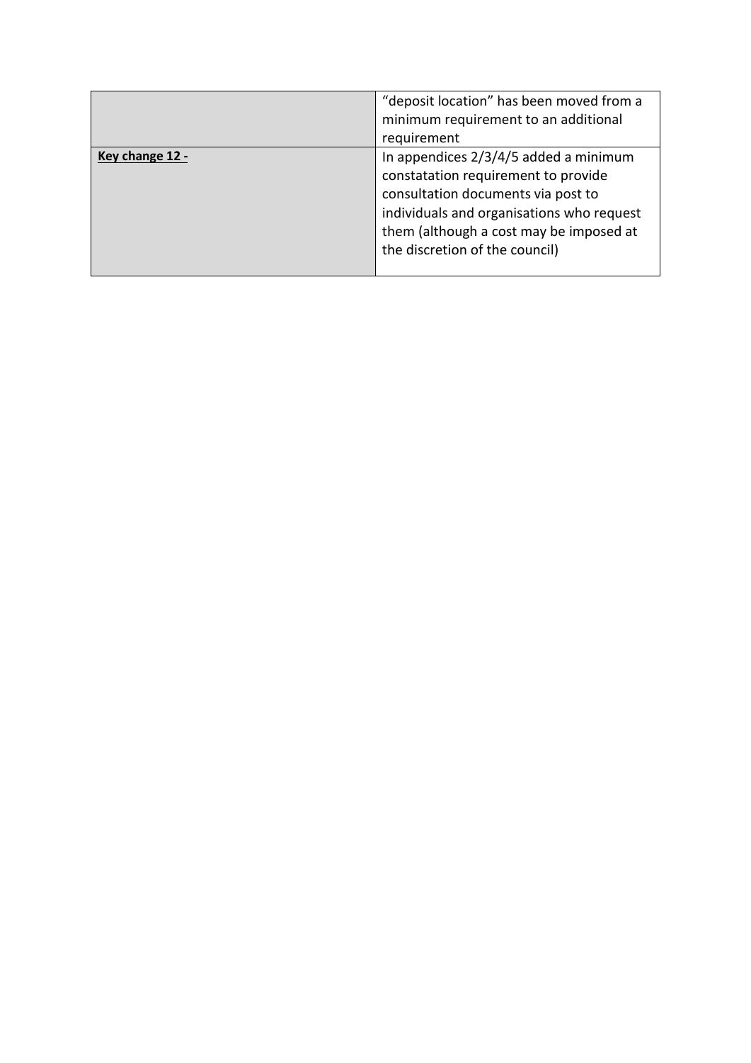| | |
|---|---|
| | "deposit location" has been moved from a minimum requirement to an additional requirement |
| **Key change 12 -** | In appendices 2/3/4/5 added a minimum constatation requirement to provide consultation documents via post to individuals and organisations who request them (although a cost may be imposed at the discretion of the council) |